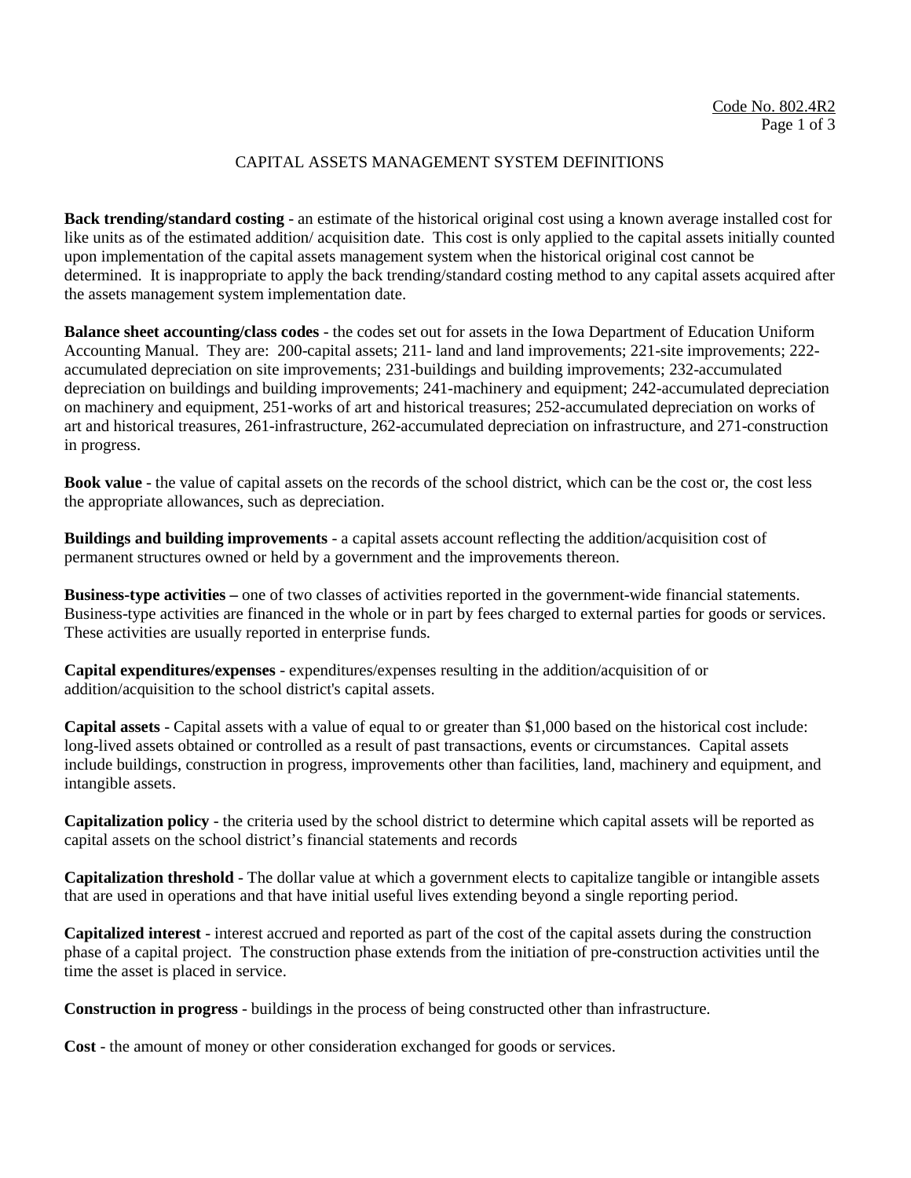# CAPITAL ASSETS MANAGEMENT SYSTEM DEFINITIONS

**Back trending/standard costing** - an estimate of the historical original cost using a known average installed cost for like units as of the estimated addition/ acquisition date. This cost is only applied to the capital assets initially counted upon implementation of the capital assets management system when the historical original cost cannot be determined. It is inappropriate to apply the back trending/standard costing method to any capital assets acquired after the assets management system implementation date.

**Balance sheet accounting/class codes** - the codes set out for assets in the Iowa Department of Education Uniform Accounting Manual. They are: 200-capital assets; 211- land and land improvements; 221-site improvements; 222-accumulated depreciation on site improvements; 231-buildings and building improvements; 232-accumulated depreciation on buildings and building improvements; 241-machinery and equipment; 242-accumulated depreciation on machinery and equipment, 251-works of art and historical treasures; 252-accumulated depreciation on works of art and historical treasures, 261-infrastructure, 262-accumulated depreciation on infrastructure, and 271-construction in progress.

**Book value** - the value of capital assets on the records of the school district, which can be the cost or, the cost less the appropriate allowances, such as depreciation.

**Buildings and building improvements** - a capital assets account reflecting the addition/acquisition cost of permanent structures owned or held by a government and the improvements thereon.

**Business-type activities –** one of two classes of activities reported in the government-wide financial statements. Business-type activities are financed in the whole or in part by fees charged to external parties for goods or services. These activities are usually reported in enterprise funds.

**Capital expenditures/expenses** - expenditures/expenses resulting in the addition/acquisition of or addition/acquisition to the school district's capital assets.

**Capital assets** - Capital assets with a value of equal to or greater than $1,000 based on the historical cost include: long-lived assets obtained or controlled as a result of past transactions, events or circumstances. Capital assets include buildings, construction in progress, improvements other than facilities, land, machinery and equipment, and intangible assets.

**Capitalization policy** - the criteria used by the school district to determine which capital assets will be reported as capital assets on the school district's financial statements and records

**Capitalization threshold** - The dollar value at which a government elects to capitalize tangible or intangible assets that are used in operations and that have initial useful lives extending beyond a single reporting period.

**Capitalized interest** - interest accrued and reported as part of the cost of the capital assets during the construction phase of a capital project. The construction phase extends from the initiation of pre-construction activities until the time the asset is placed in service.

**Construction in progress** - buildings in the process of being constructed other than infrastructure.

**Cost** - the amount of money or other consideration exchanged for goods or services.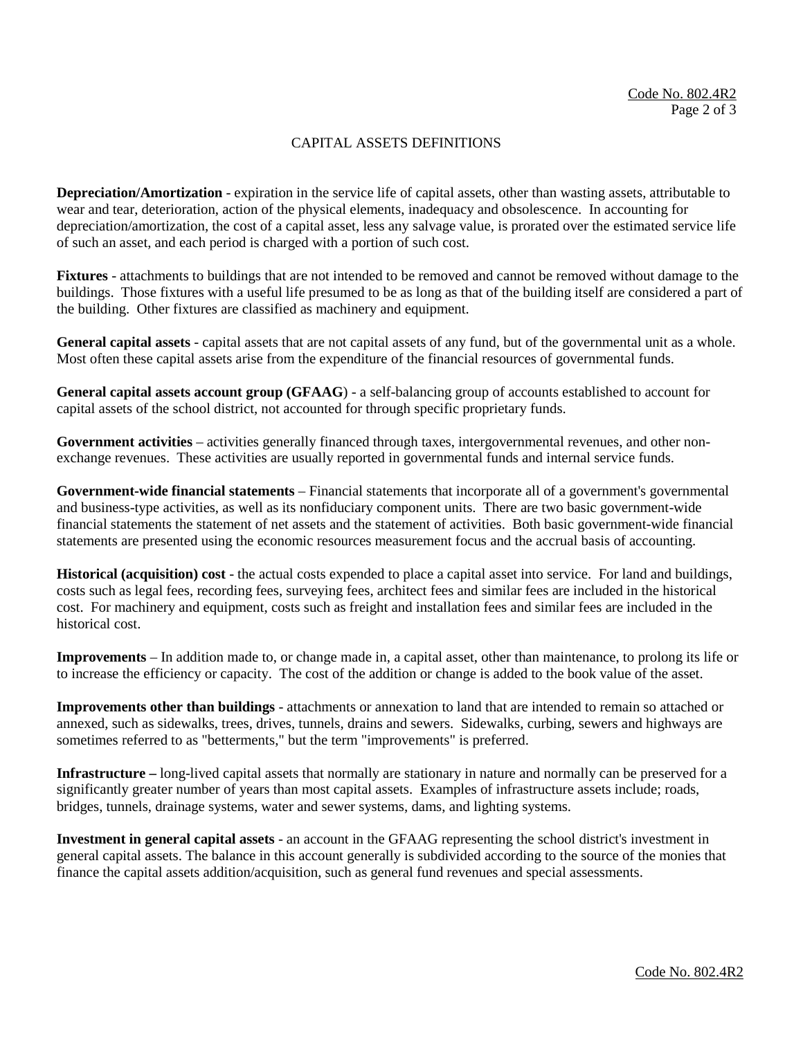## CAPITAL ASSETS DEFINITIONS

**Depreciation/Amortization** - expiration in the service life of capital assets, other than wasting assets, attributable to wear and tear, deterioration, action of the physical elements, inadequacy and obsolescence. In accounting for depreciation/amortization, the cost of a capital asset, less any salvage value, is prorated over the estimated service life of such an asset, and each period is charged with a portion of such cost.

**Fixtures** - attachments to buildings that are not intended to be removed and cannot be removed without damage to the buildings. Those fixtures with a useful life presumed to be as long as that of the building itself are considered a part of the building. Other fixtures are classified as machinery and equipment.

**General capital assets** - capital assets that are not capital assets of any fund, but of the governmental unit as a whole. Most often these capital assets arise from the expenditure of the financial resources of governmental funds.

**General capital assets account group (GFAAG**) - a self-balancing group of accounts established to account for capital assets of the school district, not accounted for through specific proprietary funds.

**Government activities** – activities generally financed through taxes, intergovernmental revenues, and other non-exchange revenues. These activities are usually reported in governmental funds and internal service funds.

**Government-wide financial statements** – Financial statements that incorporate all of a government's governmental and business-type activities, as well as its nonfiduciary component units. There are two basic government-wide financial statements the statement of net assets and the statement of activities. Both basic government-wide financial statements are presented using the economic resources measurement focus and the accrual basis of accounting.

**Historical (acquisition) cost** - the actual costs expended to place a capital asset into service. For land and buildings, costs such as legal fees, recording fees, surveying fees, architect fees and similar fees are included in the historical cost. For machinery and equipment, costs such as freight and installation fees and similar fees are included in the historical cost.

**Improvements** – In addition made to, or change made in, a capital asset, other than maintenance, to prolong its life or to increase the efficiency or capacity. The cost of the addition or change is added to the book value of the asset.

**Improvements other than buildings** - attachments or annexation to land that are intended to remain so attached or annexed, such as sidewalks, trees, drives, tunnels, drains and sewers. Sidewalks, curbing, sewers and highways are sometimes referred to as "betterments," but the term "improvements" is preferred.

**Infrastructure –** long-lived capital assets that normally are stationary in nature and normally can be preserved for a significantly greater number of years than most capital assets. Examples of infrastructure assets include; roads, bridges, tunnels, drainage systems, water and sewer systems, dams, and lighting systems.

**Investment in general capital assets** - an account in the GFAAG representing the school district's investment in general capital assets. The balance in this account generally is subdivided according to the source of the monies that finance the capital assets addition/acquisition, such as general fund revenues and special assessments.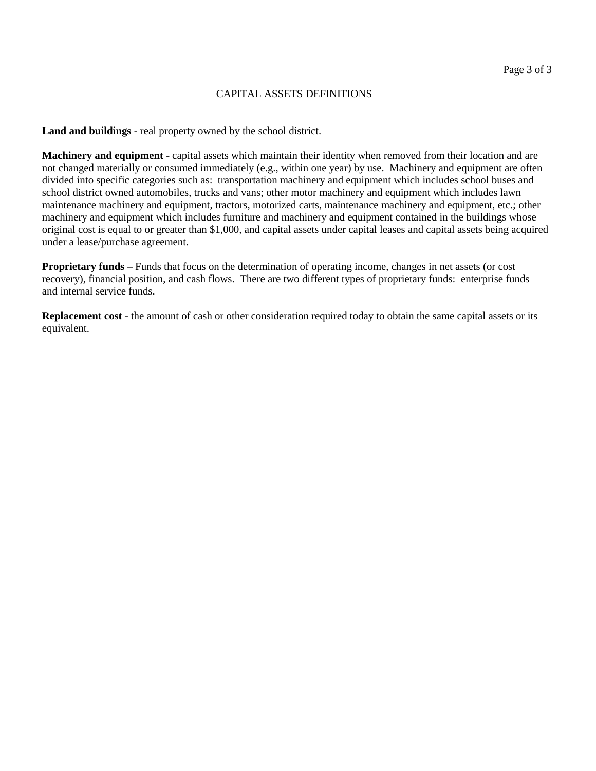## CAPITAL ASSETS DEFINITIONS

**Land and buildings** - real property owned by the school district.

**Machinery and equipment** - capital assets which maintain their identity when removed from their location and are not changed materially or consumed immediately (e.g., within one year) by use. Machinery and equipment are often divided into specific categories such as: transportation machinery and equipment which includes school buses and school district owned automobiles, trucks and vans; other motor machinery and equipment which includes lawn maintenance machinery and equipment, tractors, motorized carts, maintenance machinery and equipment, etc.; other machinery and equipment which includes furniture and machinery and equipment contained in the buildings whose original cost is equal to or greater than $1,000, and capital assets under capital leases and capital assets being acquired under a lease/purchase agreement.

**Proprietary funds** – Funds that focus on the determination of operating income, changes in net assets (or cost recovery), financial position, and cash flows. There are two different types of proprietary funds: enterprise funds and internal service funds.

**Replacement cost** - the amount of cash or other consideration required today to obtain the same capital assets or its equivalent.